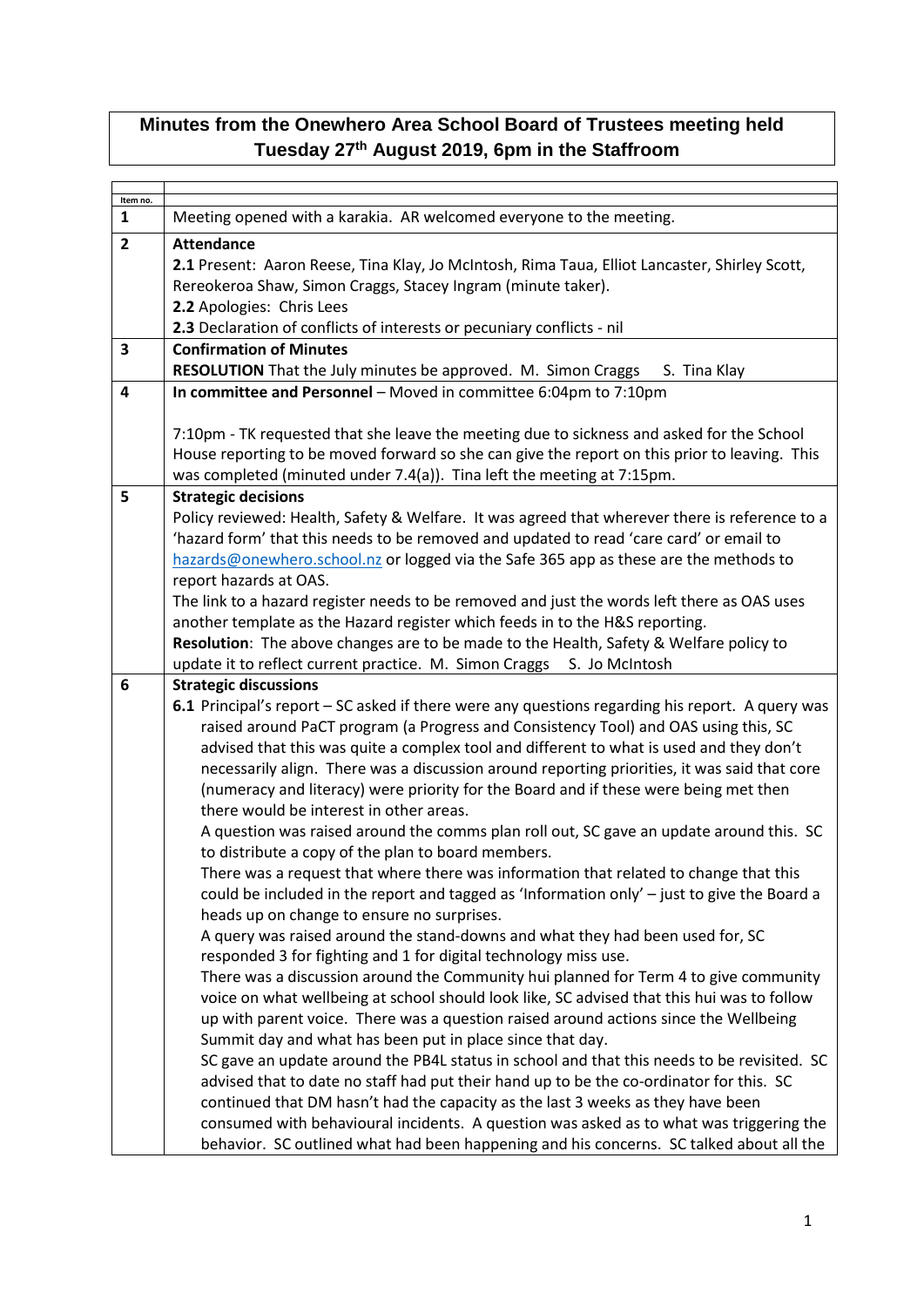# Minutes from the Onewhero Area School Board of Trustees meeting held Tuesday 27th August 2019, 6pm in the Staffroom

| Item no. | |
|---|---|
| **1** | Meeting opened with a karakia. AR welcomed everyone to the meeting. |
| **2** | **Attendance**<br>**2.1** Present: Aaron Reese, Tina Klay, Jo McIntosh, Rima Taua, Elliot Lancaster, Shirley Scott, Rereokeroa Shaw, Simon Craggs, Stacey Ingram (minute taker).<br>**2.2** Apologies: Chris Lees<br>**2.3** Declaration of conflicts of interests or pecuniary conflicts - nil |
| **3** | **Confirmation of Minutes**<br>**RESOLUTION** That the July minutes be approved. M. Simon Craggs S. Tina Klay |
| **4** | **In committee and Personnel** – Moved in committee 6:04pm to 7:10pm<br><br>7:10pm - TK requested that she leave the meeting due to sickness and asked for the School House reporting to be moved forward so she can give the report on this prior to leaving. This was completed (minuted under 7.4(a)). Tina left the meeting at 7:15pm. |
| **5** | **Strategic decisions**<br>Policy reviewed: Health, Safety & Welfare. It was agreed that wherever there is reference to a 'hazard form' that this needs to be removed and updated to read 'care card' or email to hazards@onewhero.school.nz or logged via the Safe 365 app as these are the methods to report hazards at OAS.<br>The link to a hazard register needs to be removed and just the words left there as OAS uses another template as the Hazard register which feeds in to the H&S reporting.<br>**Resolution**: The above changes are to be made to the Health, Safety & Welfare policy to update it to reflect current practice. M. Simon Craggs S. Jo McIntosh |
| **6** | **Strategic discussions**<br>**6.1** Principal's report – SC asked if there were any questions regarding his report. A query was raised around PaCT program (a Progress and Consistency Tool) and OAS using this, SC advised that this was quite a complex tool and different to what is used and they don't necessarily align. There was a discussion around reporting priorities, it was said that core (numeracy and literacy) were priority for the Board and if these were being met then there would be interest in other areas.<br>A question was raised around the comms plan roll out, SC gave an update around this. SC to distribute a copy of the plan to board members.<br>There was a request that where there was information that related to change that this could be included in the report and tagged as 'Information only' – just to give the Board a heads up on change to ensure no surprises.<br>A query was raised around the stand-downs and what they had been used for, SC responded 3 for fighting and 1 for digital technology miss use.<br>There was a discussion around the Community hui planned for Term 4 to give community voice on what wellbeing at school should look like, SC advised that this hui was to follow up with parent voice. There was a question raised around actions since the Wellbeing Summit day and what has been put in place since that day.<br>SC gave an update around the PB4L status in school and that this needs to be revisited. SC advised that to date no staff had put their hand up to be the co-ordinator for this. SC continued that DM hasn't had the capacity as the last 3 weeks as they have been consumed with behavioural incidents. A question was asked as to what was triggering the behavior. SC outlined what had been happening and his concerns. SC talked about all the |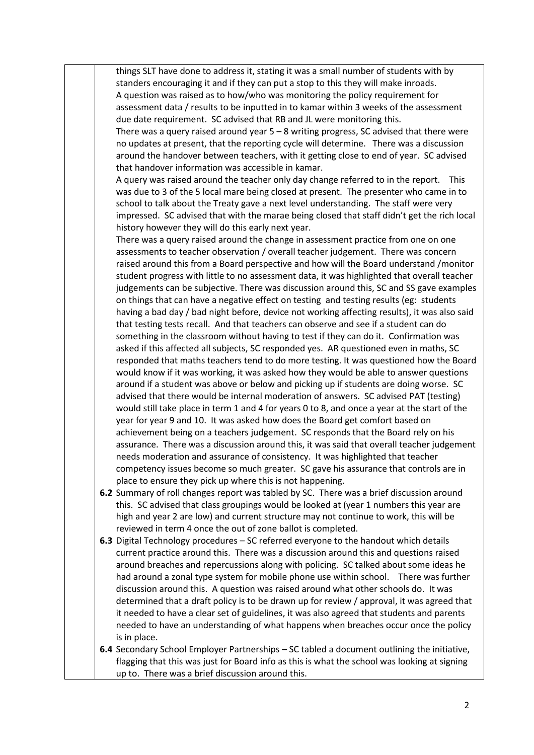things SLT have done to address it, stating it was a small number of students with by standers encouraging it and if they can put a stop to this they will make inroads.
A question was raised as to how/who was monitoring the policy requirement for assessment data / results to be inputted in to kamar within 3 weeks of the assessment due date requirement. SC advised that RB and JL were monitoring this.
There was a query raised around year 5 – 8 writing progress, SC advised that there were no updates at present, that the reporting cycle will determine. There was a discussion around the handover between teachers, with it getting close to end of year. SC advised that handover information was accessible in kamar.
A query was raised around the teacher only day change referred to in the report. This was due to 3 of the 5 local mare being closed at present. The presenter who came in to school to talk about the Treaty gave a next level understanding. The staff were very impressed. SC advised that with the marae being closed that staff didn't get the rich local history however they will do this early next year.
There was a query raised around the change in assessment practice from one on one assessments to teacher observation / overall teacher judgement. There was concern raised around this from a Board perspective and how will the Board understand /monitor student progress with little to no assessment data, it was highlighted that overall teacher judgements can be subjective. There was discussion around this, SC and SS gave examples on things that can have a negative effect on testing and testing results (eg: students having a bad day / bad night before, device not working affecting results), it was also said that testing tests recall. And that teachers can observe and see if a student can do something in the classroom without having to test if they can do it. Confirmation was asked if this affected all subjects, SC responded yes. AR questioned even in maths, SC responded that maths teachers tend to do more testing. It was questioned how the Board would know if it was working, it was asked how they would be able to answer questions around if a student was above or below and picking up if students are doing worse. SC advised that there would be internal moderation of answers. SC advised PAT (testing) would still take place in term 1 and 4 for years 0 to 8, and once a year at the start of the year for year 9 and 10. It was asked how does the Board get comfort based on achievement being on a teachers judgement. SC responds that the Board rely on his assurance. There was a discussion around this, it was said that overall teacher judgement needs moderation and assurance of consistency. It was highlighted that teacher competency issues become so much greater. SC gave his assurance that controls are in place to ensure they pick up where this is not happening.

**6.2** Summary of roll changes report was tabled by SC. There was a brief discussion around this. SC advised that class groupings would be looked at (year 1 numbers this year are high and year 2 are low) and current structure may not continue to work, this will be reviewed in term 4 once the out of zone ballot is completed.

**6.3** Digital Technology procedures – SC referred everyone to the handout which details current practice around this. There was a discussion around this and questions raised around breaches and repercussions along with policing. SC talked about some ideas he had around a zonal type system for mobile phone use within school. There was further discussion around this. A question was raised around what other schools do. It was determined that a draft policy is to be drawn up for review / approval, it was agreed that it needed to have a clear set of guidelines, it was also agreed that students and parents needed to have an understanding of what happens when breaches occur once the policy is in place.

**6.4** Secondary School Employer Partnerships – SC tabled a document outlining the initiative, flagging that this was just for Board info as this is what the school was looking at signing up to. There was a brief discussion around this.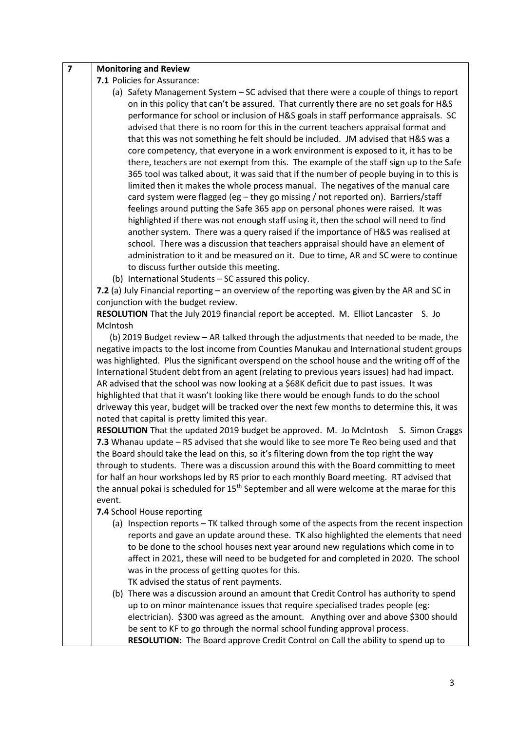| | |
|---|---|
| **7** | **Monitoring and Review** |

**7.1** Policies for Assurance:

(a) Safety Management System – SC advised that there were a couple of things to report on in this policy that can't be assured. That currently there are no set goals for H&S performance for school or inclusion of H&S goals in staff performance appraisals. SC advised that there is no room for this in the current teachers appraisal format and that this was not something he felt should be included. JM advised that H&S was a core competency, that everyone in a work environment is exposed to it, it has to be there, teachers are not exempt from this. The example of the staff sign up to the Safe 365 tool was talked about, it was said that if the number of people buying in to this is limited then it makes the whole process manual. The negatives of the manual care card system were flagged (eg – they go missing / not reported on). Barriers/staff feelings around putting the Safe 365 app on personal phones were raised. It was highlighted if there was not enough staff using it, then the school will need to find another system. There was a query raised if the importance of H&S was realised at school. There was a discussion that teachers appraisal should have an element of administration to it and be measured on it. Due to time, AR and SC were to continue to discuss further outside this meeting.

(b) International Students – SC assured this policy.

**7.2** (a) July Financial reporting – an overview of the reporting was given by the AR and SC in conjunction with the budget review.

**RESOLUTION** That the July 2019 financial report be accepted. M. Elliot Lancaster S. Jo McIntosh

(b) 2019 Budget review – AR talked through the adjustments that needed to be made, the negative impacts to the lost income from Counties Manukau and International student groups was highlighted. Plus the significant overspend on the school house and the writing off of the International Student debt from an agent (relating to previous years issues) had had impact. AR advised that the school was now looking at a $68K deficit due to past issues. It was highlighted that that it wasn't looking like there would be enough funds to do the school driveway this year, budget will be tracked over the next few months to determine this, it was noted that capital is pretty limited this year.

**RESOLUTION** That the updated 2019 budget be approved. M. Jo McIntosh S. Simon Craggs

**7.3** Whanau update – RS advised that she would like to see more Te Reo being used and that the Board should take the lead on this, so it's filtering down from the top right the way through to students. There was a discussion around this with the Board committing to meet for half an hour workshops led by RS prior to each monthly Board meeting. RT advised that the annual pokai is scheduled for 15th September and all were welcome at the marae for this event.

**7.4** School House reporting

(a) Inspection reports – TK talked through some of the aspects from the recent inspection reports and gave an update around these. TK also highlighted the elements that need to be done to the school houses next year around new regulations which come in to affect in 2021, these will need to be budgeted for and completed in 2020. The school was in the process of getting quotes for this.
TK advised the status of rent payments.

(b) There was a discussion around an amount that Credit Control has authority to spend up to on minor maintenance issues that require specialised trades people (eg: electrician). $300 was agreed as the amount. Anything over and above $300 should be sent to KF to go through the normal school funding approval process.
**RESOLUTION:** The Board approve Credit Control on Call the ability to spend up to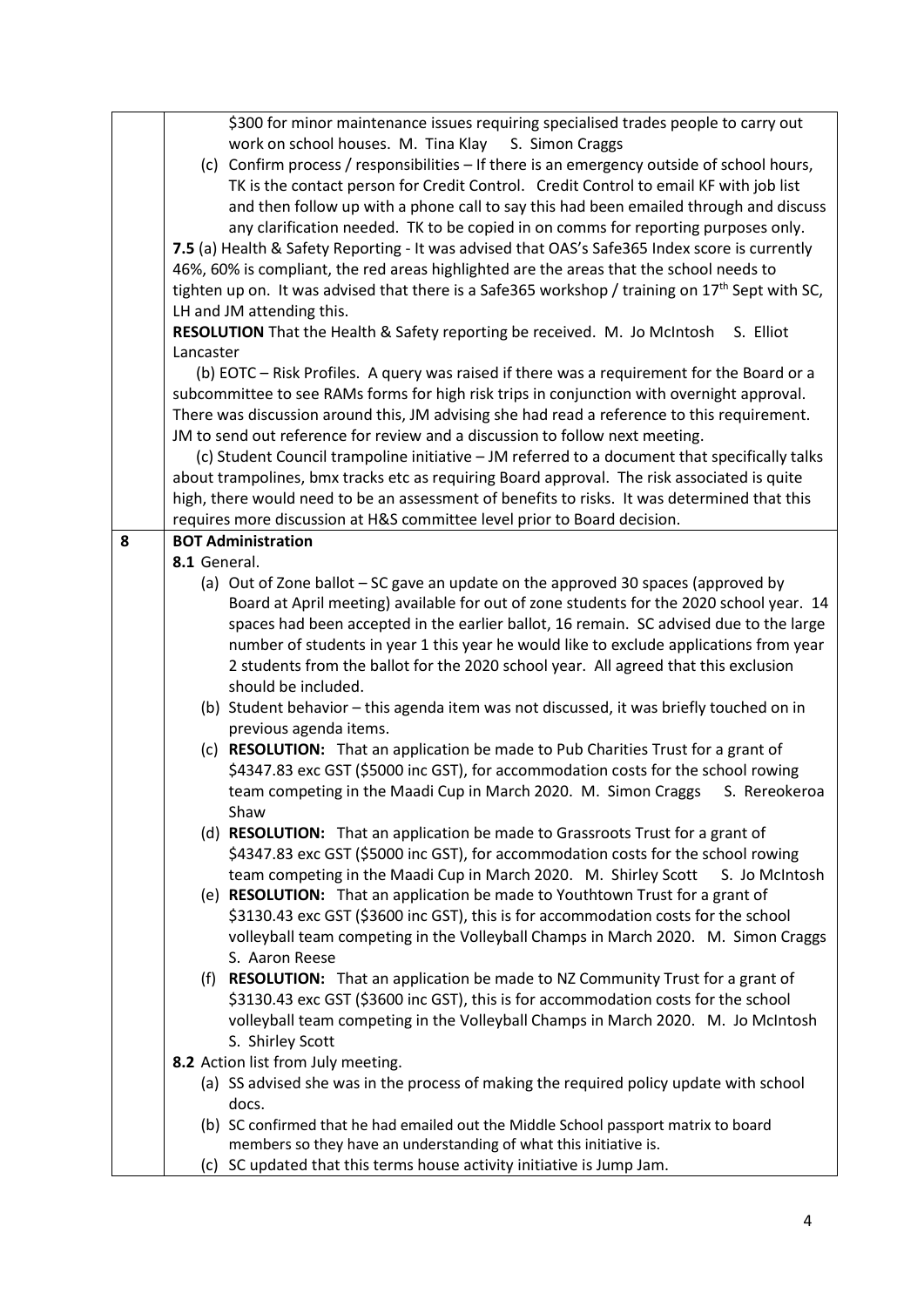|   |   |
|---|---|
|   | $300 for minor maintenance issues requiring specialised trades people to carry out work on school houses. M. Tina Klay S. Simon Craggs<br>(c) Confirm process / responsibilities – If there is an emergency outside of school hours, TK is the contact person for Credit Control. Credit Control to email KF with job list and then follow up with a phone call to say this had been emailed through and discuss any clarification needed. TK to be copied in on comms for reporting purposes only.<br>**7.5** (a) Health & Safety Reporting - It was advised that OAS's Safe365 Index score is currently 46%, 60% is compliant, the red areas highlighted are the areas that the school needs to tighten up on. It was advised that there is a Safe365 workshop / training on 17th Sept with SC, LH and JM attending this.<br>**RESOLUTION** That the Health & Safety reporting be received. M. Jo McIntosh S. Elliot Lancaster<br>(b) EOTC – Risk Profiles. A query was raised if there was a requirement for the Board or a subcommittee to see RAMs forms for high risk trips in conjunction with overnight approval. There was discussion around this, JM advising she had read a reference to this requirement. JM to send out reference for review and a discussion to follow next meeting.<br>(c) Student Council trampoline initiative – JM referred to a document that specifically talks about trampolines, bmx tracks etc as requiring Board approval. The risk associated is quite high, there would need to be an assessment of benefits to risks. It was determined that this requires more discussion at H&S committee level prior to Board decision. |
| 8 | **BOT Administration**<br>**8.1** General.<br>(a) Out of Zone ballot – SC gave an update on the approved 30 spaces (approved by Board at April meeting) available for out of zone students for the 2020 school year. 14 spaces had been accepted in the earlier ballot, 16 remain. SC advised due to the large number of students in year 1 this year he would like to exclude applications from year 2 students from the ballot for the 2020 school year. All agreed that this exclusion should be included.<br>(b) Student behavior – this agenda item was not discussed, it was briefly touched on in previous agenda items.<br>(c) **RESOLUTION:** That an application be made to Pub Charities Trust for a grant of $4347.83 exc GST ($5000 inc GST), for accommodation costs for the school rowing team competing in the Maadi Cup in March 2020. M. Simon Craggs S. Rereokeroa Shaw<br>(d) **RESOLUTION:** That an application be made to Grassroots Trust for a grant of $4347.83 exc GST ($5000 inc GST), for accommodation costs for the school rowing team competing in the Maadi Cup in March 2020. M. Shirley Scott S. Jo McIntosh<br>(e) **RESOLUTION:** That an application be made to Youthtown Trust for a grant of $3130.43 exc GST ($3600 inc GST), this is for accommodation costs for the school volleyball team competing in the Volleyball Champs in March 2020. M. Simon Craggs S. Aaron Reese<br>(f) **RESOLUTION:** That an application be made to NZ Community Trust for a grant of $3130.43 exc GST ($3600 inc GST), this is for accommodation costs for the school volleyball team competing in the Volleyball Champs in March 2020. M. Jo McIntosh S. Shirley Scott<br>**8.2** Action list from July meeting.<br>(a) SS advised she was in the process of making the required policy update with school docs.<br>(b) SC confirmed that he had emailed out the Middle School passport matrix to board members so they have an understanding of what this initiative is.<br>(c) SC updated that this terms house activity initiative is Jump Jam. |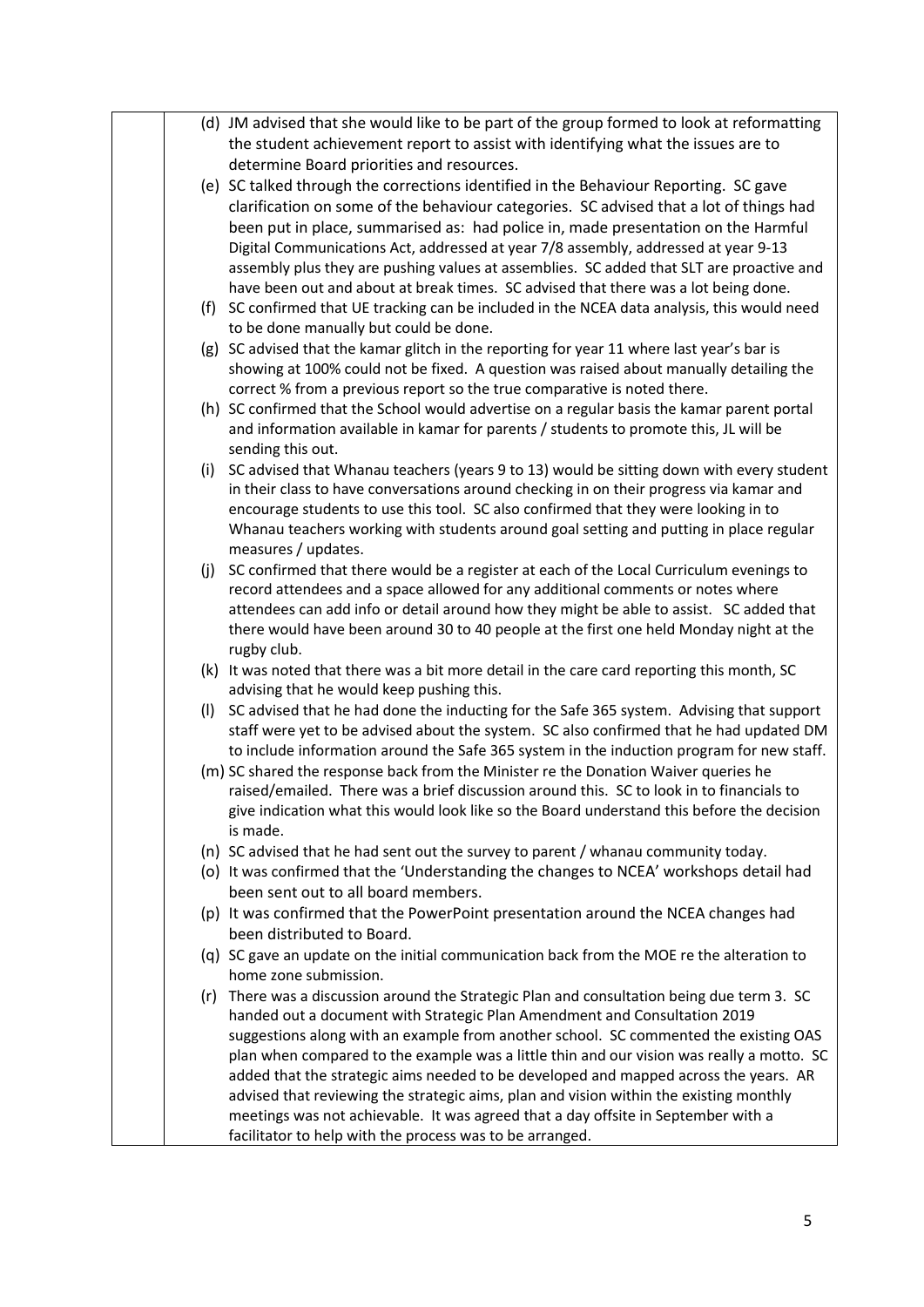(d) JM advised that she would like to be part of the group formed to look at reformatting the student achievement report to assist with identifying what the issues are to determine Board priorities and resources.

(e) SC talked through the corrections identified in the Behaviour Reporting. SC gave clarification on some of the behaviour categories. SC advised that a lot of things had been put in place, summarised as: had police in, made presentation on the Harmful Digital Communications Act, addressed at year 7/8 assembly, addressed at year 9-13 assembly plus they are pushing values at assemblies. SC added that SLT are proactive and have been out and about at break times. SC advised that there was a lot being done.

(f) SC confirmed that UE tracking can be included in the NCEA data analysis, this would need to be done manually but could be done.

(g) SC advised that the kamar glitch in the reporting for year 11 where last year's bar is showing at 100% could not be fixed. A question was raised about manually detailing the correct % from a previous report so the true comparative is noted there.

(h) SC confirmed that the School would advertise on a regular basis the kamar parent portal and information available in kamar for parents / students to promote this, JL will be sending this out.

(i) SC advised that Whanau teachers (years 9 to 13) would be sitting down with every student in their class to have conversations around checking in on their progress via kamar and encourage students to use this tool. SC also confirmed that they were looking in to Whanau teachers working with students around goal setting and putting in place regular measures / updates.

(j) SC confirmed that there would be a register at each of the Local Curriculum evenings to record attendees and a space allowed for any additional comments or notes where attendees can add info or detail around how they might be able to assist. SC added that there would have been around 30 to 40 people at the first one held Monday night at the rugby club.

(k) It was noted that there was a bit more detail in the care card reporting this month, SC advising that he would keep pushing this.

(l) SC advised that he had done the inducting for the Safe 365 system. Advising that support staff were yet to be advised about the system. SC also confirmed that he had updated DM to include information around the Safe 365 system in the induction program for new staff.

(m) SC shared the response back from the Minister re the Donation Waiver queries he raised/emailed. There was a brief discussion around this. SC to look in to financials to give indication what this would look like so the Board understand this before the decision is made.

(n) SC advised that he had sent out the survey to parent / whanau community today.

(o) It was confirmed that the 'Understanding the changes to NCEA' workshops detail had been sent out to all board members.

(p) It was confirmed that the PowerPoint presentation around the NCEA changes had been distributed to Board.

(q) SC gave an update on the initial communication back from the MOE re the alteration to home zone submission.

(r) There was a discussion around the Strategic Plan and consultation being due term 3. SC handed out a document with Strategic Plan Amendment and Consultation 2019 suggestions along with an example from another school. SC commented the existing OAS plan when compared to the example was a little thin and our vision was really a motto. SC added that the strategic aims needed to be developed and mapped across the years. AR advised that reviewing the strategic aims, plan and vision within the existing monthly meetings was not achievable. It was agreed that a day offsite in September with a facilitator to help with the process was to be arranged.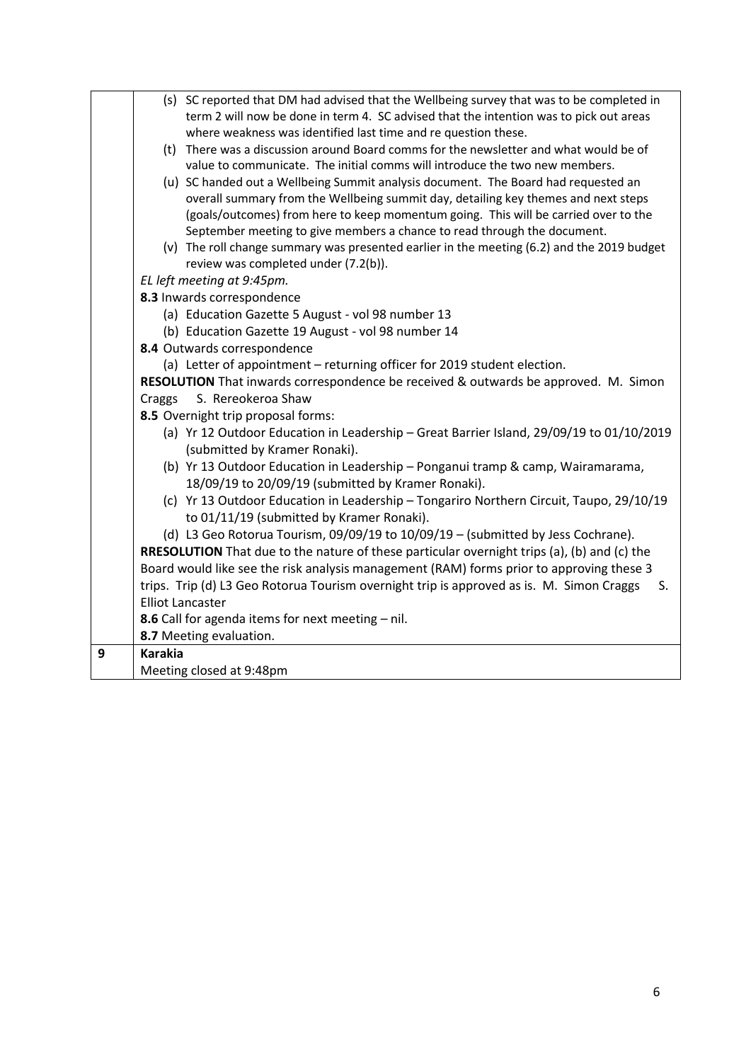| | |
|---|---|
| | (s) SC reported that DM had advised that the Wellbeing survey that was to be completed in term 2 will now be done in term 4. SC advised that the intention was to pick out areas where weakness was identified last time and re question these.<br>(t) There was a discussion around Board comms for the newsletter and what would be of value to communicate. The initial comms will introduce the two new members.<br>(u) SC handed out a Wellbeing Summit analysis document. The Board had requested an overall summary from the Wellbeing summit day, detailing key themes and next steps (goals/outcomes) from here to keep momentum going. This will be carried over to the September meeting to give members a chance to read through the document.<br>(v) The roll change summary was presented earlier in the meeting (6.2) and the 2019 budget review was completed under (7.2(b)).<br>*EL left meeting at 9:45pm.*<br>**8.3** Inwards correspondence<br>(a) Education Gazette 5 August - vol 98 number 13<br>(b) Education Gazette 19 August - vol 98 number 14<br>**8.4** Outwards correspondence<br>(a) Letter of appointment – returning officer for 2019 student election.<br>**RESOLUTION** That inwards correspondence be received & outwards be approved. M. Simon Craggs S. Rereokeroa Shaw<br>**8.5** Overnight trip proposal forms:<br>(a) Yr 12 Outdoor Education in Leadership – Great Barrier Island, 29/09/19 to 01/10/2019 (submitted by Kramer Ronaki).<br>(b) Yr 13 Outdoor Education in Leadership – Ponganui tramp & camp, Wairamarama, 18/09/19 to 20/09/19 (submitted by Kramer Ronaki).<br>(c) Yr 13 Outdoor Education in Leadership – Tongariro Northern Circuit, Taupo, 29/10/19 to 01/11/19 (submitted by Kramer Ronaki).<br>(d) L3 Geo Rotorua Tourism, 09/09/19 to 10/09/19 – (submitted by Jess Cochrane).<br>**RRESOLUTION** That due to the nature of these particular overnight trips (a), (b) and (c) the Board would like see the risk analysis management (RAM) forms prior to approving these 3 trips. Trip (d) L3 Geo Rotorua Tourism overnight trip is approved as is. M. Simon Craggs S. Elliot Lancaster<br>**8.6** Call for agenda items for next meeting – nil.<br>**8.7** Meeting evaluation. |
| **9** | **Karakia**<br>Meeting closed at 9:48pm |